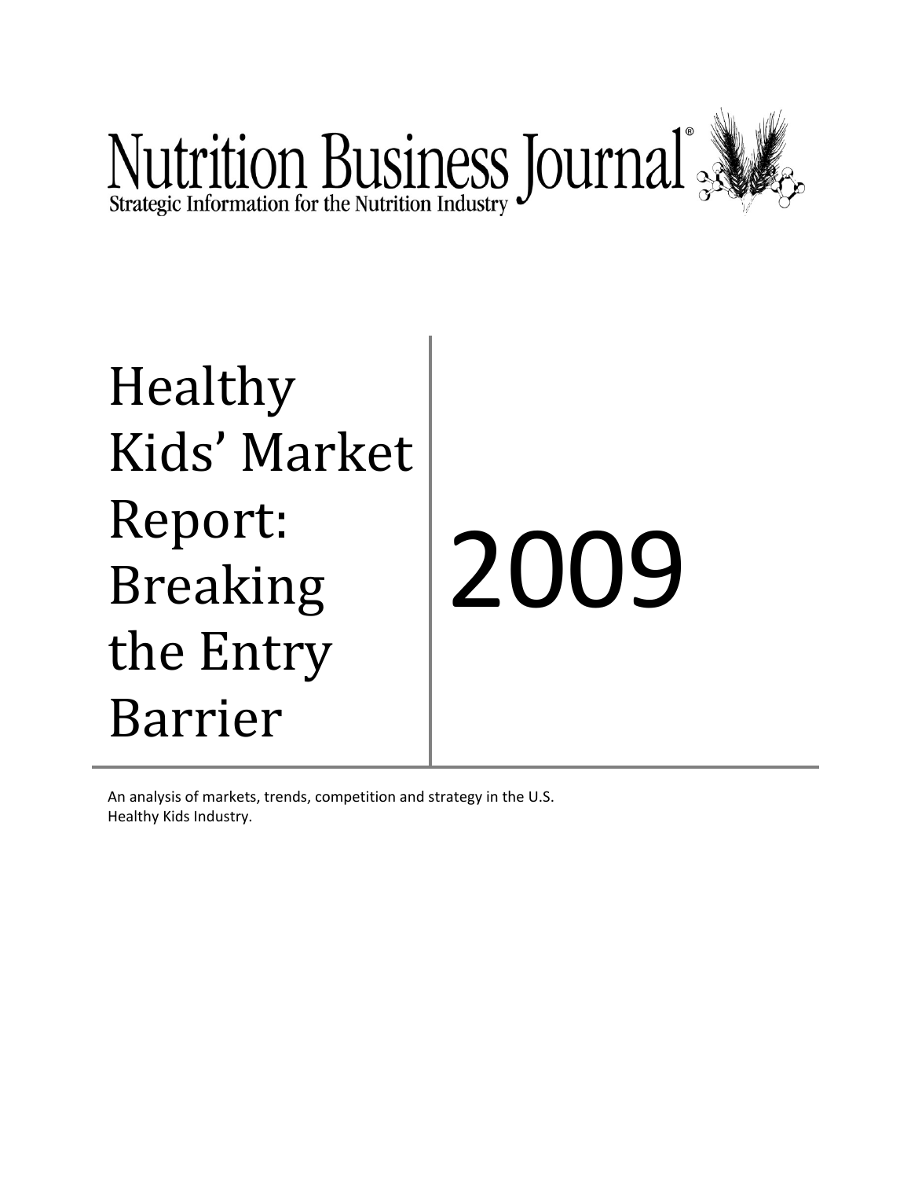# Nutrition Business Journal®

Strategic Information for the Nutrition Industry

# Healthy Kids' Market Report: Breaking the Entry Barrier

# 2009

An analysis of markets, trends, competition and strategy in the U.S. Healthy Kids Industry.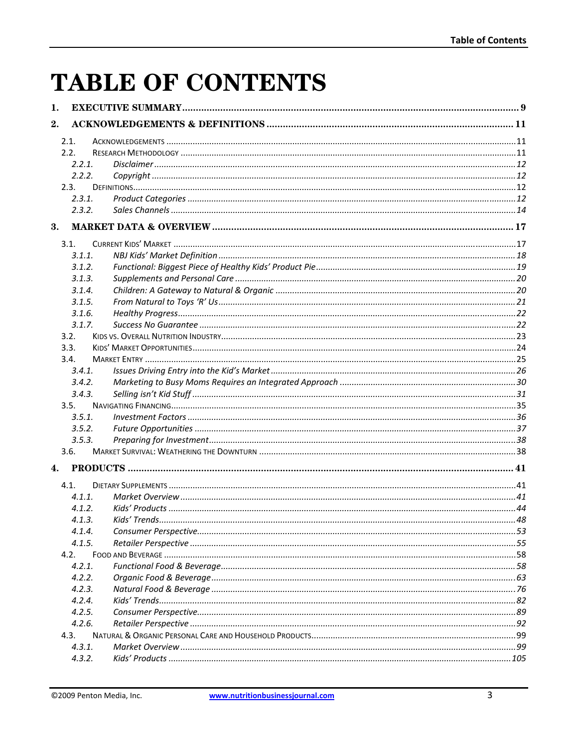# TABLE OF CONTENTS

**1. EXECUTIVE SUMMARY** ........................................................ 9

**2. ACKNOWLEDGEMENTS & DEFINITIONS** ........................................................ 11

- 2.1. ACKNOWLEDGEMENTS ........................................................ 11
- 2.2. RESEARCH METHODOLOGY ........................................................ 11
  - *2.2.1. Disclaimer* ........................................................ 12
  - *2.2.2. Copyright* ........................................................ 12
- 2.3. DEFINITIONS ........................................................ 12
  - *2.3.1. Product Categories* ........................................................ 12
  - *2.3.2. Sales Channels* ........................................................ 14

**3. MARKET DATA & OVERVIEW** ........................................................ 17

- 3.1. CURRENT KIDS' MARKET ........................................................ 17
  - *3.1.1. NBJ Kids' Market Definition* ........................................................ 18
  - *3.1.2. Functional: Biggest Piece of Healthy Kids' Product Pie* ........................................................ 19
  - *3.1.3. Supplements and Personal Care* ........................................................ 20
  - *3.1.4. Children: A Gateway to Natural & Organic* ........................................................ 20
  - *3.1.5. From Natural to Toys 'R' Us* ........................................................ 21
  - *3.1.6. Healthy Progress* ........................................................ 22
  - *3.1.7. Success No Guarantee* ........................................................ 22
- 3.2. KIDS VS. OVERALL NUTRITION INDUSTRY ........................................................ 23
- 3.3. KIDS' MARKET OPPORTUNITIES ........................................................ 24
- 3.4. MARKET ENTRY ........................................................ 25
  - *3.4.1. Issues Driving Entry into the Kid's Market* ........................................................ 26
  - *3.4.2. Marketing to Busy Moms Requires an Integrated Approach* ........................................................ 30
  - *3.4.3. Selling isn't Kid Stuff* ........................................................ 31
- 3.5. NAVIGATING FINANCING ........................................................ 35
  - *3.5.1. Investment Factors* ........................................................ 36
  - *3.5.2. Future Opportunities* ........................................................ 37
  - *3.5.3. Preparing for Investment* ........................................................ 38
- 3.6. MARKET SURVIVAL: WEATHERING THE DOWNTURN ........................................................ 38

**4. PRODUCTS** ........................................................ 41

- 4.1. DIETARY SUPPLEMENTS ........................................................ 41
  - *4.1.1. Market Overview* ........................................................ 41
  - *4.1.2. Kids' Products* ........................................................ 44
  - *4.1.3. Kids' Trends* ........................................................ 48
  - *4.1.4. Consumer Perspective* ........................................................ 53
  - *4.1.5. Retailer Perspective* ........................................................ 55
- 4.2. FOOD AND BEVERAGE ........................................................ 58
  - *4.2.1. Functional Food & Beverage* ........................................................ 58
  - *4.2.2. Organic Food & Beverage* ........................................................ 63
  - *4.2.3. Natural Food & Beverage* ........................................................ 76
  - *4.2.4. Kids' Trends* ........................................................ 82
  - *4.2.5. Consumer Perspective* ........................................................ 89
  - *4.2.6. Retailer Perspective* ........................................................ 92
- 4.3. NATURAL & ORGANIC PERSONAL CARE AND HOUSEHOLD PRODUCTS ........................................................ 99
  - *4.3.1. Market Overview* ........................................................ 99
  - *4.3.2. Kids' Products* ........................................................ 105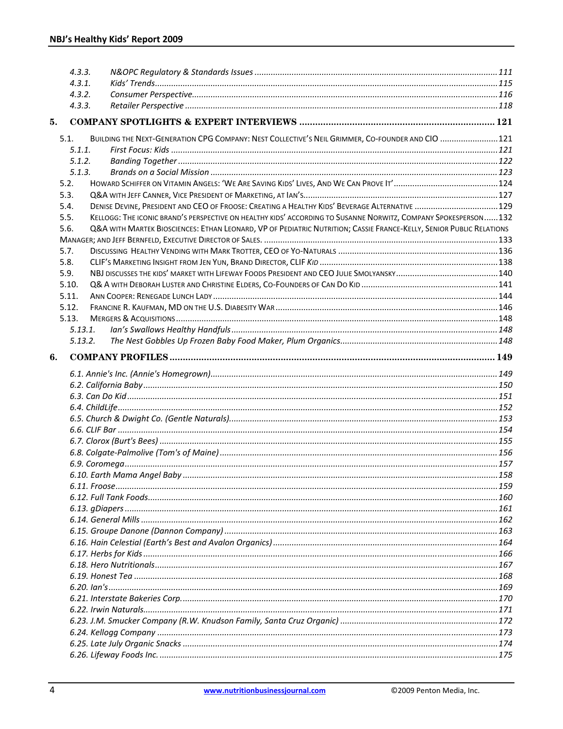- 4.3.3. *N&OPC Regulatory & Standards Issues* ... 111
- 4.3.1. *Kids' Trends* ... 115
- 4.3.2. *Consumer Perspective* ... 116
- 4.3.3. *Retailer Perspective* ... 118

**5. COMPANY SPOTLIGHTS & EXPERT INTERVIEWS ... 121**

- 5.1. Building the Next-Generation CPG Company: Nest Collective's Neil Grimmer, Co-founder and CIO ... 121
  - 5.1.1. *First Focus: Kids* ... 121
  - 5.1.2. *Banding Together* ... 122
  - 5.1.3. *Brands on a Social Mission* ... 123
- 5.2. Howard Schiffer on Vitamin Angels: 'We Are Saving Kids' Lives, And We Can Prove It' ... 124
- 5.3. Q&A with Jeff Canner, Vice President of Marketing, at Ian's ... 127
- 5.4. Denise Devine, President and CEO of Froose: Creating a Healthy Kids' Beverage Alternative ... 129
- 5.5. Kellogg: The iconic brand's perspective on healthy kids' according to Susanne Norwitz, Company Spokesperson ... 132
- 5.6. Q&A with Martek Biosciences: Ethan Leonard, VP of Pediatric Nutrition; Cassie France-Kelly, Senior Public Relations Manager; and Jeff Bernfeld, Executive Director of Sales. ... 133
- 5.7. Discussing Healthy Vending with Mark Trotter, CEO of Yo-Naturals ... 136
- 5.8. CLIF's Marketing Insight from Jen Yun, Brand Director, CLIF *Kid* ... 138
- 5.9. NBJ discusses the kids' market with Lifeway Foods President and CEO Julie Smolyansky ... 140
- 5.10. Q& A with Deborah Luster and Christine Elders, Co-Founders of Can Do Kid ... 141
- 5.11. Ann Cooper: Renegade Lunch Lady ... 144
- 5.12. Francine R. Kaufman, MD on the U.S. Diabesity War ... 146
- 5.13. Mergers & Acquisitions ... 148
  - 5.13.1. *Ian's Swallows Healthy Handfuls* ... 148
  - 5.13.2. *The Nest Gobbles Up Frozen Baby Food Maker, Plum Organics* ... 148

**6. COMPANY PROFILES ... 149**

- *6.1. Annie's Inc. (Annie's Homegrown)* ... 149
- *6.2. California Baby* ... 150
- *6.3. Can Do Kid* ... 151
- *6.4. ChildLife* ... 152
- *6.5. Church & Dwight Co. (Gentle Naturals)* ... 153
- *6.6. CLIF Bar* ... 154
- *6.7. Clorox (Burt's Bees)* ... 155
- *6.8. Colgate-Palmolive (Tom's of Maine)* ... 156
- *6.9. Coromega* ... 157
- *6.10. Earth Mama Angel Baby* ... 158
- *6.11. Froose* ... 159
- *6.12. Full Tank Foods* ... 160
- *6.13. gDiapers* ... 161
- *6.14. General Mills* ... 162
- *6.15. Groupe Danone (Dannon Company)* ... 163
- *6.16. Hain Celestial (Earth's Best and Avalon Organics)* ... 164
- *6.17. Herbs for Kids* ... 166
- *6.18. Hero Nutritionals* ... 167
- *6.19. Honest Tea* ... 168
- *6.20. Ian's* ... 169
- *6.21. Interstate Bakeries Corp.* ... 170
- *6.22. Irwin Naturals* ... 171
- *6.23. J.M. Smucker Company (R.W. Knudson Family, Santa Cruz Organic)* ... 172
- *6.24. Kellogg Company* ... 173
- *6.25. Late July Organic Snacks* ... 174
- *6.26. Lifeway Foods Inc.* ... 175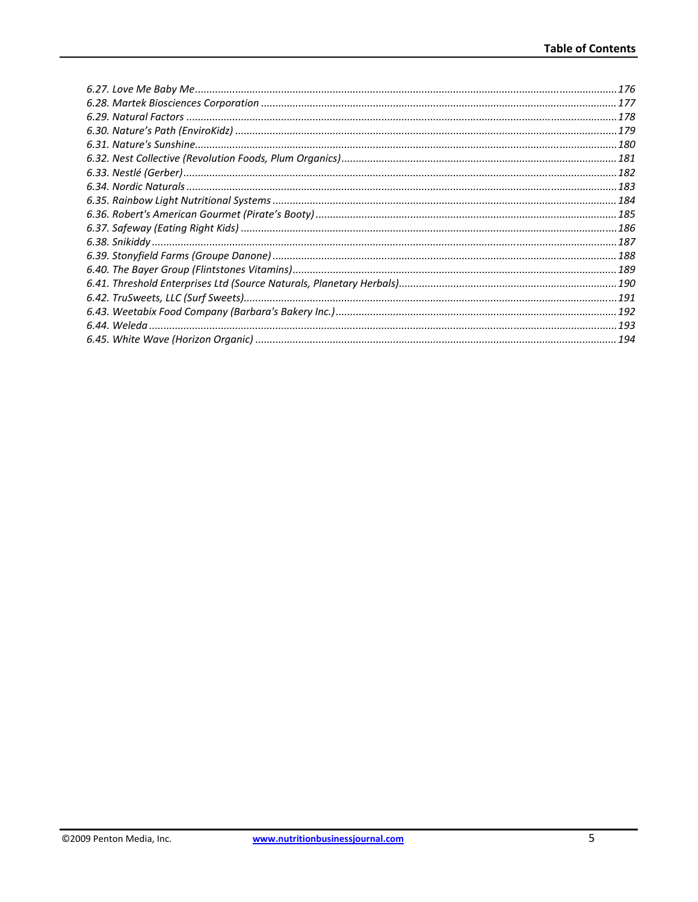*6.27. Love Me Baby Me* ... *176*
*6.28. Martek Biosciences Corporation* ... *177*
*6.29. Natural Factors* ... *178*
*6.30. Nature's Path (EnviroKidz)* ... *179*
*6.31. Nature's Sunshine* ... *180*
*6.32. Nest Collective (Revolution Foods, Plum Organics)* ... *181*
*6.33. Nestlé (Gerber)* ... *182*
*6.34. Nordic Naturals* ... *183*
*6.35. Rainbow Light Nutritional Systems* ... *184*
*6.36. Robert's American Gourmet (Pirate's Booty)* ... *185*
*6.37. Safeway (Eating Right Kids)* ... *186*
*6.38. Snikiddy* ... *187*
*6.39. Stonyfield Farms (Groupe Danone)* ... *188*
*6.40. The Bayer Group (Flintstones Vitamins)* ... *189*
*6.41. Threshold Enterprises Ltd (Source Naturals, Planetary Herbals)* ... *190*
*6.42. TruSweets, LLC (Surf Sweets)* ... *191*
*6.43. Weetabix Food Company (Barbara's Bakery Inc.)* ... *192*
*6.44. Weleda* ... *193*
*6.45. White Wave (Horizon Organic)* ... *194*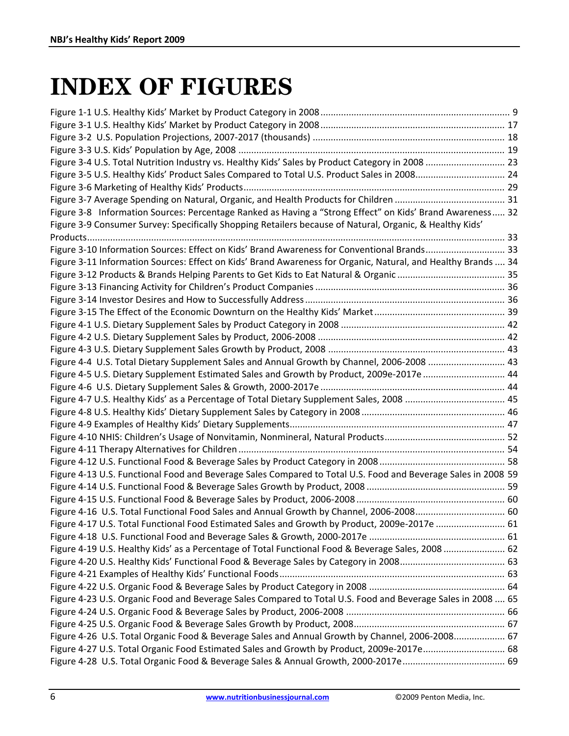# INDEX OF FIGURES

Figure 1-1 U.S. Healthy Kids' Market by Product Category in 2008 ......... 9
Figure 3-1 U.S. Healthy Kids' Market by Product Category in 2008 ......... 17
Figure 3-2 U.S. Population Projections, 2007-2017 (thousands) ......... 18
Figure 3-3 U.S. Kids' Population by Age, 2008 ......... 19
Figure 3-4 U.S. Total Nutrition Industry vs. Healthy Kids' Sales by Product Category in 2008 ......... 23
Figure 3-5 U.S. Healthy Kids' Product Sales Compared to Total U.S. Product Sales in 2008 ......... 24
Figure 3-6 Marketing of Healthy Kids' Products ......... 29
Figure 3-7 Average Spending on Natural, Organic, and Health Products for Children ......... 31
Figure 3-8 Information Sources: Percentage Ranked as Having a "Strong Effect" on Kids' Brand Awareness ......... 32
Figure 3-9 Consumer Survey: Specifically Shopping Retailers because of Natural, Organic, & Healthy Kids' Products ......... 33
Figure 3-10 Information Sources: Effect on Kids' Brand Awareness for Conventional Brands ......... 33
Figure 3-11 Information Sources: Effect on Kids' Brand Awareness for Organic, Natural, and Healthy Brands ......... 34
Figure 3-12 Products & Brands Helping Parents to Get Kids to Eat Natural & Organic ......... 35
Figure 3-13 Financing Activity for Children's Product Companies ......... 36
Figure 3-14 Investor Desires and How to Successfully Address ......... 36
Figure 3-15 The Effect of the Economic Downturn on the Healthy Kids' Market ......... 39
Figure 4-1 U.S. Dietary Supplement Sales by Product Category in 2008 ......... 42
Figure 4-2 U.S. Dietary Supplement Sales by Product, 2006-2008 ......... 42
Figure 4-3 U.S. Dietary Supplement Sales Growth by Product, 2008 ......... 43
Figure 4-4 U.S. Total Dietary Supplement Sales and Annual Growth by Channel, 2006-2008 ......... 43
Figure 4-5 U.S. Dietary Supplement Estimated Sales and Growth by Product, 2009e-2017e ......... 44
Figure 4-6 U.S. Dietary Supplement Sales & Growth, 2000-2017e ......... 44
Figure 4-7 U.S. Healthy Kids' as a Percentage of Total Dietary Supplement Sales, 2008 ......... 45
Figure 4-8 U.S. Healthy Kids' Dietary Supplement Sales by Category in 2008 ......... 46
Figure 4-9 Examples of Healthy Kids' Dietary Supplements ......... 47
Figure 4-10 NHIS: Children's Usage of Nonvitamin, Nonmineral, Natural Products ......... 52
Figure 4-11 Therapy Alternatives for Children ......... 54
Figure 4-12 U.S. Functional Food & Beverage Sales by Product Category in 2008 ......... 58
Figure 4-13 U.S. Functional Food and Beverage Sales Compared to Total U.S. Food and Beverage Sales in 2008 59
Figure 4-14 U.S. Functional Food & Beverage Sales Growth by Product, 2008 ......... 59
Figure 4-15 U.S. Functional Food & Beverage Sales by Product, 2006-2008 ......... 60
Figure 4-16 U.S. Total Functional Food Sales and Annual Growth by Channel, 2006-2008 ......... 60
Figure 4-17 U.S. Total Functional Food Estimated Sales and Growth by Product, 2009e-2017e ......... 61
Figure 4-18 U.S. Functional Food and Beverage Sales & Growth, 2000-2017e ......... 61
Figure 4-19 U.S. Healthy Kids' as a Percentage of Total Functional Food & Beverage Sales, 2008 ......... 62
Figure 4-20 U.S. Healthy Kids' Functional Food & Beverage Sales by Category in 2008 ......... 63
Figure 4-21 Examples of Healthy Kids' Functional Foods ......... 63
Figure 4-22 U.S. Organic Food & Beverage Sales by Product Category in 2008 ......... 64
Figure 4-23 U.S. Organic Food and Beverage Sales Compared to Total U.S. Food and Beverage Sales in 2008 ......... 65
Figure 4-24 U.S. Organic Food & Beverage Sales by Product, 2006-2008 ......... 66
Figure 4-25 U.S. Organic Food & Beverage Sales Growth by Product, 2008 ......... 67
Figure 4-26 U.S. Total Organic Food & Beverage Sales and Annual Growth by Channel, 2006-2008 ......... 67
Figure 4-27 U.S. Total Organic Food Estimated Sales and Growth by Product, 2009e-2017e ......... 68
Figure 4-28 U.S. Total Organic Food & Beverage Sales & Annual Growth, 2000-2017e ......... 69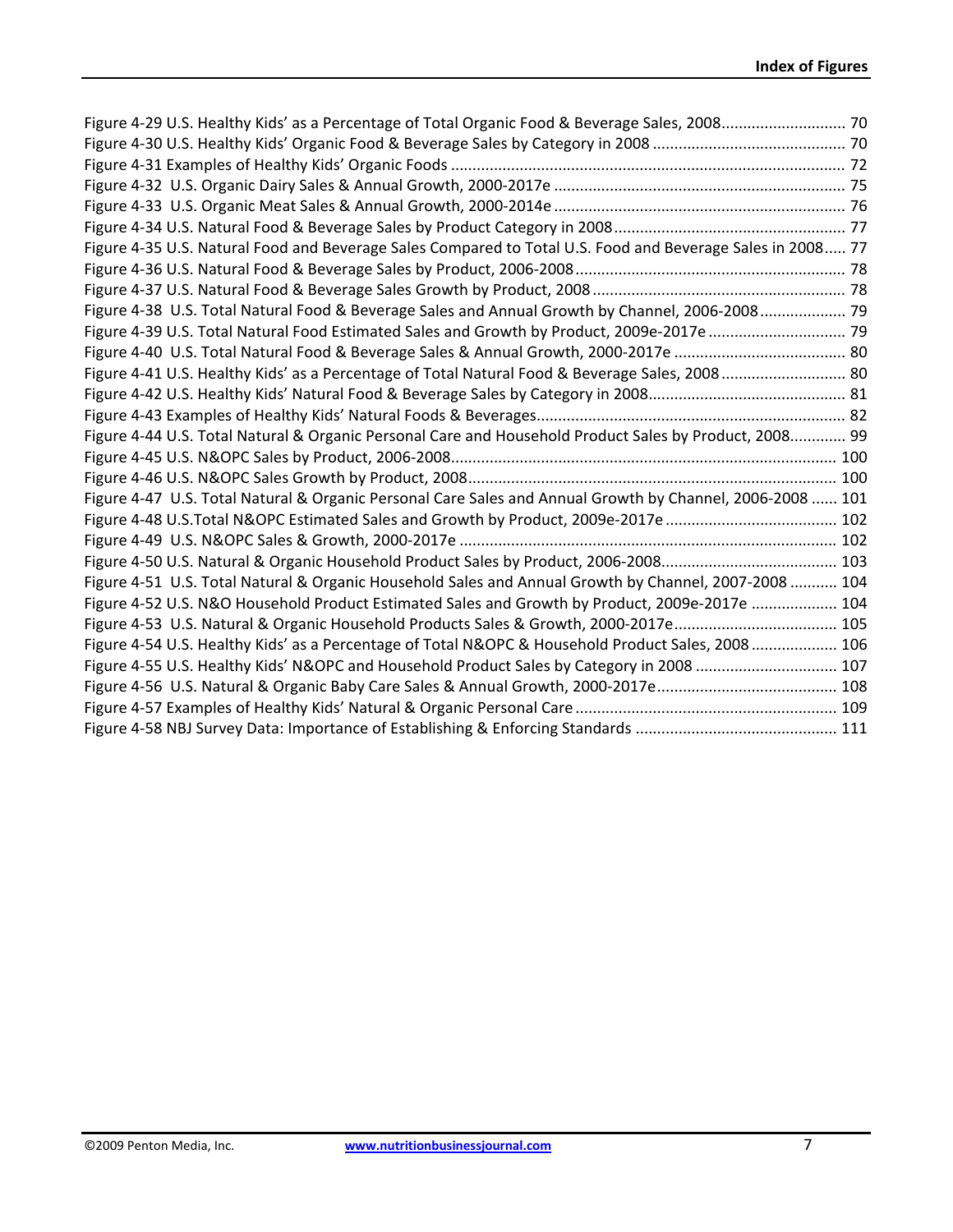Figure 4-29 U.S. Healthy Kids' as a Percentage of Total Organic Food & Beverage Sales, 2008............................ 70
Figure 4-30 U.S. Healthy Kids' Organic Food & Beverage Sales by Category in 2008 ............................................ 70
Figure 4-31 Examples of Healthy Kids' Organic Foods ........................................................................................... 72
Figure 4-32 U.S. Organic Dairy Sales & Annual Growth, 2000-2017e ................................................................... 75
Figure 4-33 U.S. Organic Meat Sales & Annual Growth, 2000-2014e ................................................................... 76
Figure 4-34 U.S. Natural Food & Beverage Sales by Product Category in 2008...................................................... 77
Figure 4-35 U.S. Natural Food and Beverage Sales Compared to Total U.S. Food and Beverage Sales in 2008..... 77
Figure 4-36 U.S. Natural Food & Beverage Sales by Product, 2006-2008............................................................... 78
Figure 4-37 U.S. Natural Food & Beverage Sales Growth by Product, 2008........................................................... 78
Figure 4-38 U.S. Total Natural Food & Beverage Sales and Annual Growth by Channel, 2006-2008.................... 79
Figure 4-39 U.S. Total Natural Food Estimated Sales and Growth by Product, 2009e-2017e ................................ 79
Figure 4-40 U.S. Total Natural Food & Beverage Sales & Annual Growth, 2000-2017e ........................................ 80
Figure 4-41 U.S. Healthy Kids' as a Percentage of Total Natural Food & Beverage Sales, 2008............................. 80
Figure 4-42 U.S. Healthy Kids' Natural Food & Beverage Sales by Category in 2008.............................................. 81
Figure 4-43 Examples of Healthy Kids' Natural Foods & Beverages....................................................................... 82
Figure 4-44 U.S. Total Natural & Organic Personal Care and Household Product Sales by Product, 2008............ 99
Figure 4-45 U.S. N&OPC Sales by Product, 2006-2008......................................................................................... 100
Figure 4-46 U.S. N&OPC Sales Growth by Product, 2008..................................................................................... 100
Figure 4-47 U.S. Total Natural & Organic Personal Care Sales and Annual Growth by Channel, 2006-2008 ...... 101
Figure 4-48 U.S.Total N&OPC Estimated Sales and Growth by Product, 2009e-2017e ........................................ 102
Figure 4-49 U.S. N&OPC Sales & Growth, 2000-2017e ....................................................................................... 102
Figure 4-50 U.S. Natural & Organic Household Product Sales by Product, 2006-2008......................................... 103
Figure 4-51 U.S. Total Natural & Organic Household Sales and Annual Growth by Channel, 2007-2008 ........... 104
Figure 4-52 U.S. N&O Household Product Estimated Sales and Growth by Product, 2009e-2017e .................... 104
Figure 4-53 U.S. Natural & Organic Household Products Sales & Growth, 2000-2017e...................................... 105
Figure 4-54 U.S. Healthy Kids' as a Percentage of Total N&OPC & Household Product Sales, 2008.................... 106
Figure 4-55 U.S. Healthy Kids' N&OPC and Household Product Sales by Category in 2008 ................................. 107
Figure 4-56 U.S. Natural & Organic Baby Care Sales & Annual Growth, 2000-2017e.......................................... 108
Figure 4-57 Examples of Healthy Kids' Natural & Organic Personal Care ............................................................ 109
Figure 4-58 NBJ Survey Data: Importance of Establishing & Enforcing Standards .............................................. 111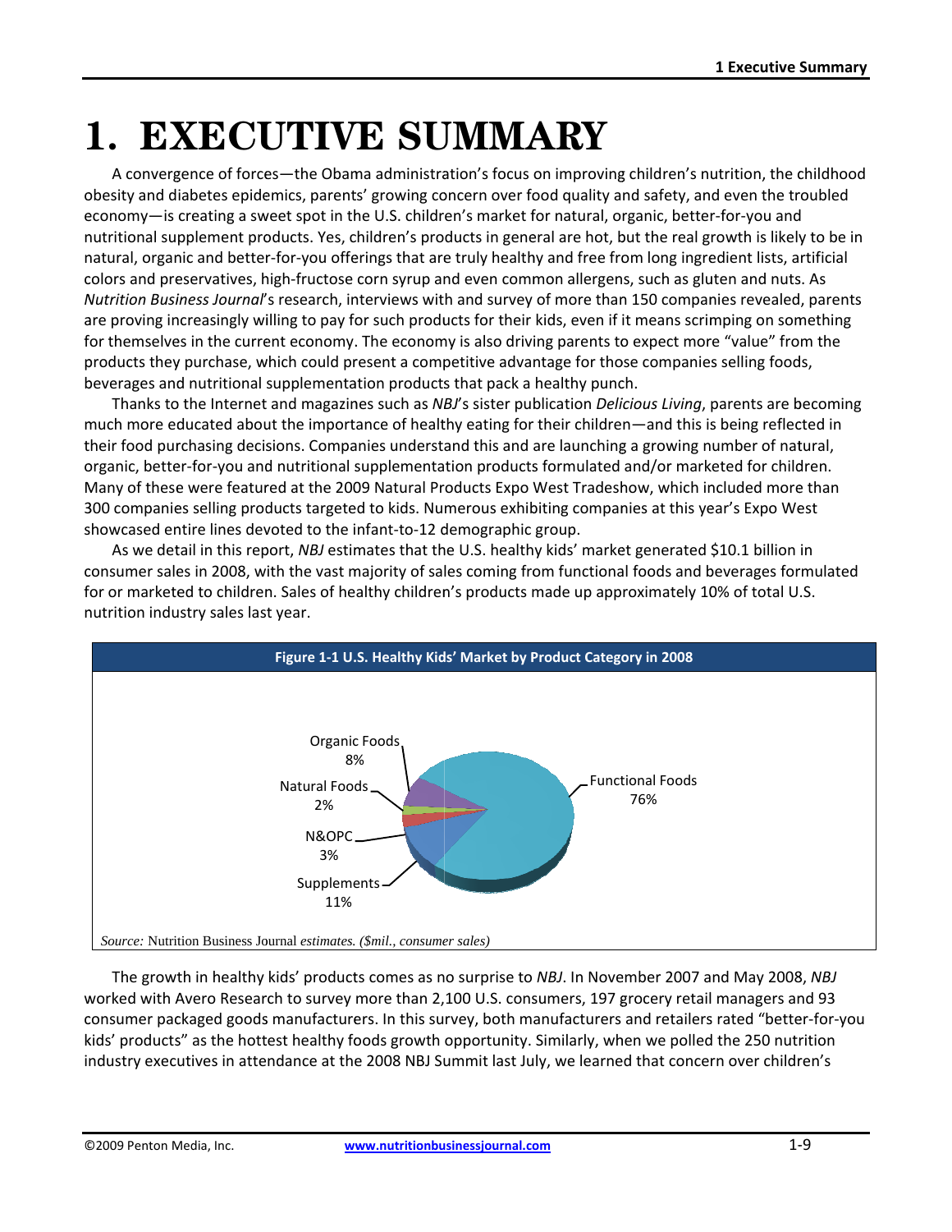# 1. EXECUTIVE SUMMARY

A convergence of forces—the Obama administration's focus on improving children's nutrition, the childhood obesity and diabetes epidemics, parents' growing concern over food quality and safety, and even the troubled economy—is creating a sweet spot in the U.S. children's market for natural, organic, better-for-you and nutritional supplement products. Yes, children's products in general are hot, but the real growth is likely to be in natural, organic and better-for-you offerings that are truly healthy and free from long ingredient lists, artificial colors and preservatives, high-fructose corn syrup and even common allergens, such as gluten and nuts. As *Nutrition Business Journal*'s research, interviews with and survey of more than 150 companies revealed, parents are proving increasingly willing to pay for such products for their kids, even if it means scrimping on something for themselves in the current economy. The economy is also driving parents to expect more "value" from the products they purchase, which could present a competitive advantage for those companies selling foods, beverages and nutritional supplementation products that pack a healthy punch.

Thanks to the Internet and magazines such as *NBJ*'s sister publication *Delicious Living*, parents are becoming much more educated about the importance of healthy eating for their children—and this is being reflected in their food purchasing decisions. Companies understand this and are launching a growing number of natural, organic, better-for-you and nutritional supplementation products formulated and/or marketed for children. Many of these were featured at the 2009 Natural Products Expo West Tradeshow, which included more than 300 companies selling products targeted to kids. Numerous exhibiting companies at this year's Expo West showcased entire lines devoted to the infant-to-12 demographic group.

As we detail in this report, *NBJ* estimates that the U.S. healthy kids' market generated $10.1 billion in consumer sales in 2008, with the vast majority of sales coming from functional foods and beverages formulated for or marketed to children. Sales of healthy children's products made up approximately 10% of total U.S. nutrition industry sales last year.

**Figure 1-1 U.S. Healthy Kids' Market by Product Category in 2008**

| Category | Share |
|---|---|
| Functional Foods | 76% |
| Supplements | 11% |
| Organic Foods | 8% |
| N&OPC | 3% |
| Natural Foods | 2% |

*Source:* Nutrition Business Journal *estimates. ($mil., consumer sales)*

The growth in healthy kids' products comes as no surprise to *NBJ*. In November 2007 and May 2008, *NBJ* worked with Avero Research to survey more than 2,100 U.S. consumers, 197 grocery retail managers and 93 consumer packaged goods manufacturers. In this survey, both manufacturers and retailers rated "better-for-you kids' products" as the hottest healthy foods growth opportunity. Similarly, when we polled the 250 nutrition industry executives in attendance at the 2008 NBJ Summit last July, we learned that concern over children's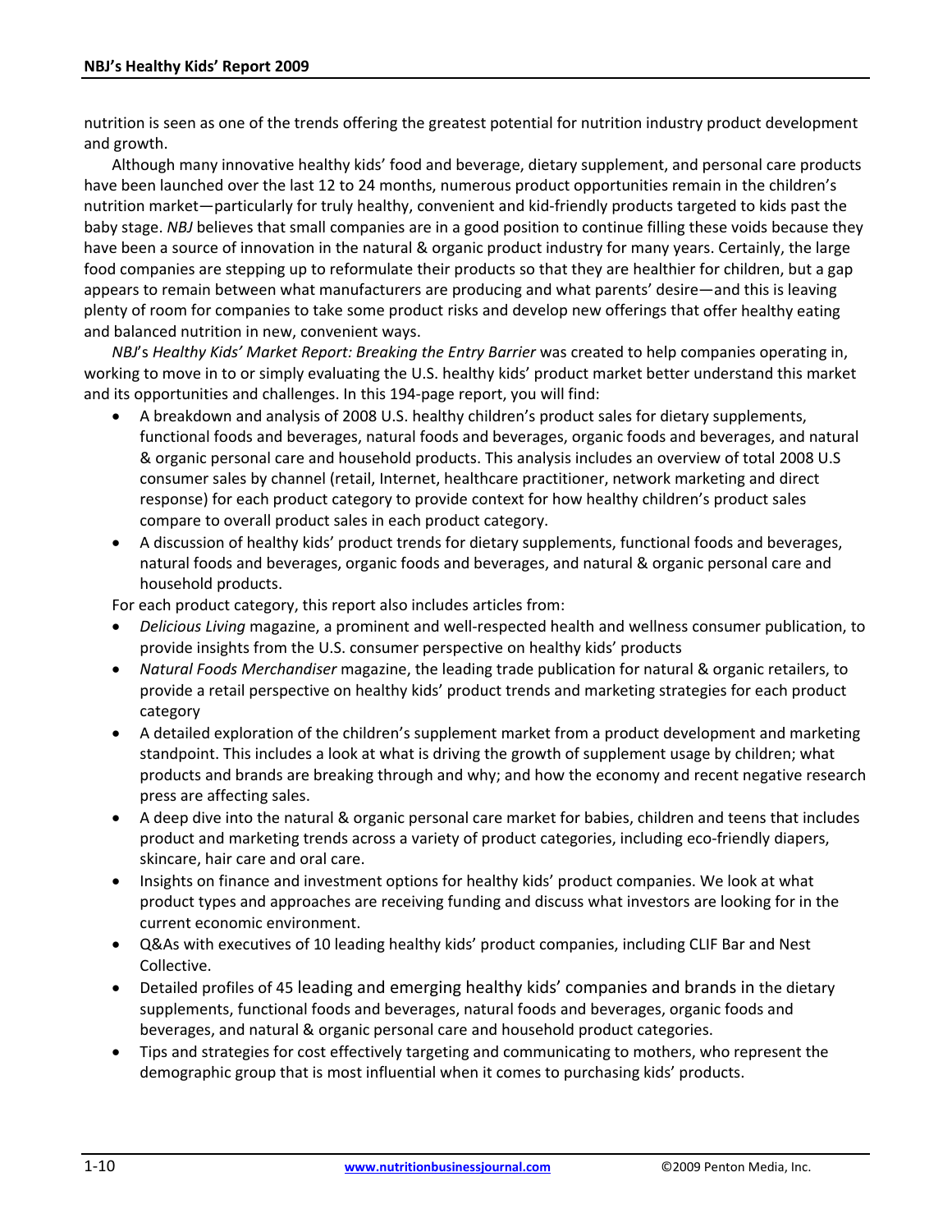nutrition is seen as one of the trends offering the greatest potential for nutrition industry product development and growth.

Although many innovative healthy kids' food and beverage, dietary supplement, and personal care products have been launched over the last 12 to 24 months, numerous product opportunities remain in the children's nutrition market—particularly for truly healthy, convenient and kid-friendly products targeted to kids past the baby stage. *NBJ* believes that small companies are in a good position to continue filling these voids because they have been a source of innovation in the natural & organic product industry for many years. Certainly, the large food companies are stepping up to reformulate their products so that they are healthier for children, but a gap appears to remain between what manufacturers are producing and what parents' desire—and this is leaving plenty of room for companies to take some product risks and develop new offerings that offer healthy eating and balanced nutrition in new, convenient ways.

*NBJ*'s *Healthy Kids' Market Report: Breaking the Entry Barrier* was created to help companies operating in, working to move in to or simply evaluating the U.S. healthy kids' product market better understand this market and its opportunities and challenges. In this 194-page report, you will find:

- A breakdown and analysis of 2008 U.S. healthy children's product sales for dietary supplements, functional foods and beverages, natural foods and beverages, organic foods and beverages, and natural & organic personal care and household products. This analysis includes an overview of total 2008 U.S consumer sales by channel (retail, Internet, healthcare practitioner, network marketing and direct response) for each product category to provide context for how healthy children's product sales compare to overall product sales in each product category.
- A discussion of healthy kids' product trends for dietary supplements, functional foods and beverages, natural foods and beverages, organic foods and beverages, and natural & organic personal care and household products.

For each product category, this report also includes articles from:

- *Delicious Living* magazine, a prominent and well-respected health and wellness consumer publication, to provide insights from the U.S. consumer perspective on healthy kids' products
- *Natural Foods Merchandiser* magazine, the leading trade publication for natural & organic retailers, to provide a retail perspective on healthy kids' product trends and marketing strategies for each product category
- A detailed exploration of the children's supplement market from a product development and marketing standpoint. This includes a look at what is driving the growth of supplement usage by children; what products and brands are breaking through and why; and how the economy and recent negative research press are affecting sales.
- A deep dive into the natural & organic personal care market for babies, children and teens that includes product and marketing trends across a variety of product categories, including eco-friendly diapers, skincare, hair care and oral care.
- Insights on finance and investment options for healthy kids' product companies. We look at what product types and approaches are receiving funding and discuss what investors are looking for in the current economic environment.
- Q&As with executives of 10 leading healthy kids' product companies, including CLIF Bar and Nest Collective.
- Detailed profiles of 45 leading and emerging healthy kids' companies and brands in the dietary supplements, functional foods and beverages, natural foods and beverages, organic foods and beverages, and natural & organic personal care and household product categories.
- Tips and strategies for cost effectively targeting and communicating to mothers, who represent the demographic group that is most influential when it comes to purchasing kids' products.